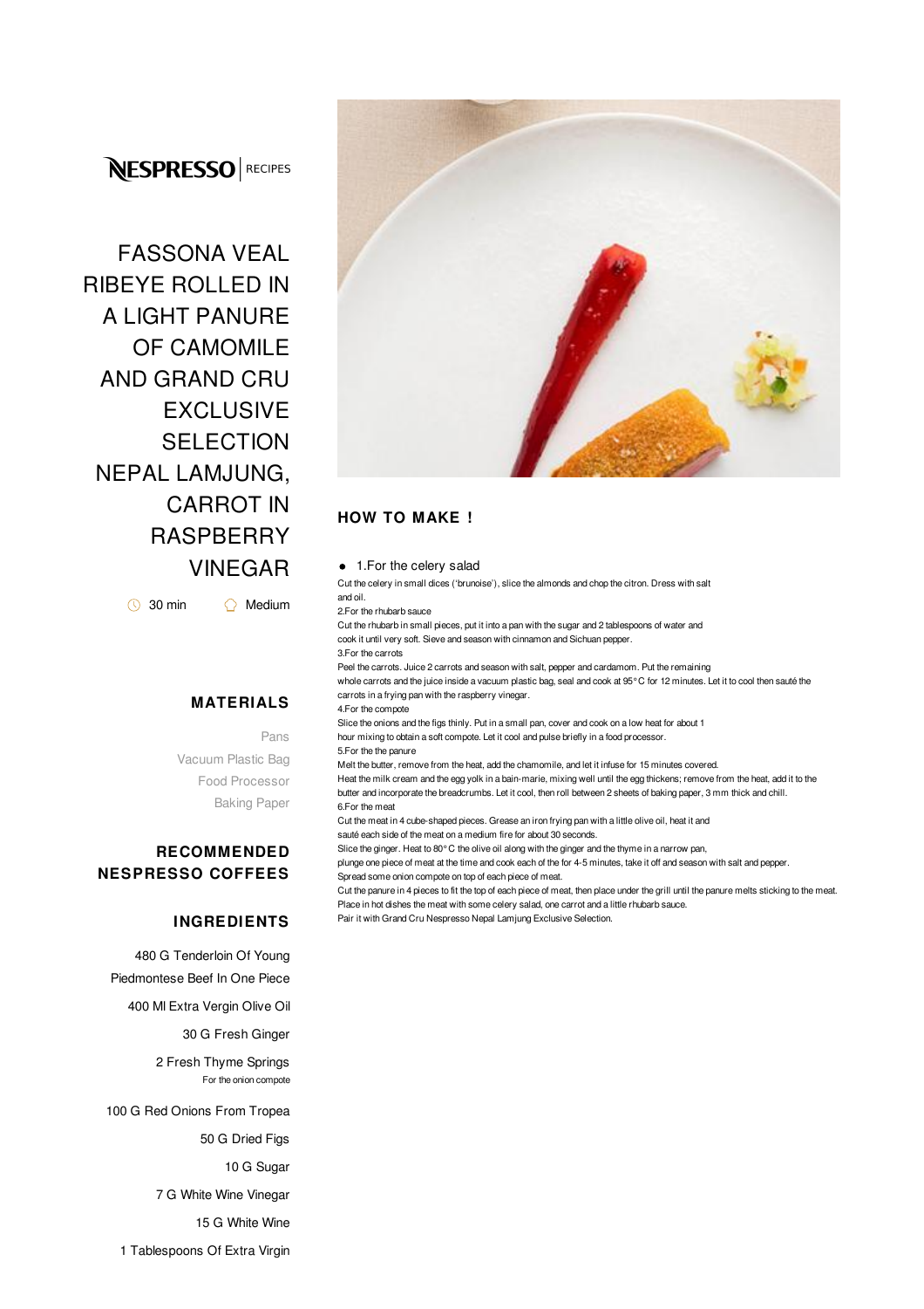NESPRESSO | RECIPES

# FASSONA VEAL RIBEYE ROLLED IN A LIGHT PANURE OF CAMOMILE AND GRAND CRU EXCLUSIVE SELECTION NEPAL LAMJUNG, CARROT IN RASPBERRY VINEGAR

30 min Medium

## MATERIALS

Pans

Vacuum Plastic Bag

Food Processor

Baking Paper

## RECOMMENDED NESPRESSO COFFEES

## INGREDIENTS

480 G Tenderloin Of Young Piedmontese Beef In One Piece

400 Ml Extra Vergin Olive Oil

30 G Fresh Ginger

2 Fresh Thyme Springs

For the onion compote

100 G Red Onions From Tropea

50 G Dried Figs

10 G Sugar

7 G White Wine Vinegar

15 G White Wine

1 Tablespoons Of Extra Virgin

## HOW TO MAKE !

- 1.For the celery salad

Cut the celery in small dices ('brunoise'), slice the almonds and chop the citron. Dress with salt and oil.

2.For the rhubarb sauce

Cut the rhubarb in small pieces, put it into a pan with the sugar and 2 tablespoons of water and cook it until very soft. Sieve and season with cinnamon and Sichuan pepper.

3.For the carrots

Peel the carrots. Juice 2 carrots and season with salt, pepper and cardamom. Put the remaining whole carrots and the juice inside a vacuum plastic bag, seal and cook at 95° C for 12 minutes. Let it to cool then sauté the carrots in a frying pan with the raspberry vinegar.

4.For the compote

Slice the onions and the figs thinly. Put in a small pan, cover and cook on a low heat for about 1 hour mixing to obtain a soft compote. Let it cool and pulse briefly in a food processor.

5.For the the panure

Melt the butter, remove from the heat, add the chamomile, and let it infuse for 15 minutes covered.

Heat the milk cream and the egg yolk in a bain-marie, mixing well until the egg thickens; remove from the heat, add it to the butter and incorporate the breadcrumbs. Let it cool, then roll between 2 sheets of baking paper, 3 mm thick and chill.

6.For the meat

Cut the meat in 4 cube-shaped pieces. Grease an iron frying pan with a little olive oil, heat it and sauté each side of the meat on a medium fire for about 30 seconds.

Slice the ginger. Heat to 80° C the olive oil along with the ginger and the thyme in a narrow pan, plunge one piece of meat at the time and cook each of the for 4-5 minutes, take it off and season with salt and pepper.

Spread some onion compote on top of each piece of meat.

Cut the panure in 4 pieces to fit the top of each piece of meat, then place under the grill until the panure melts sticking to the meat.

Place in hot dishes the meat with some celery salad, one carrot and a little rhubarb sauce.

Pair it with Grand Cru Nespresso Nepal Lamjung Exclusive Selection.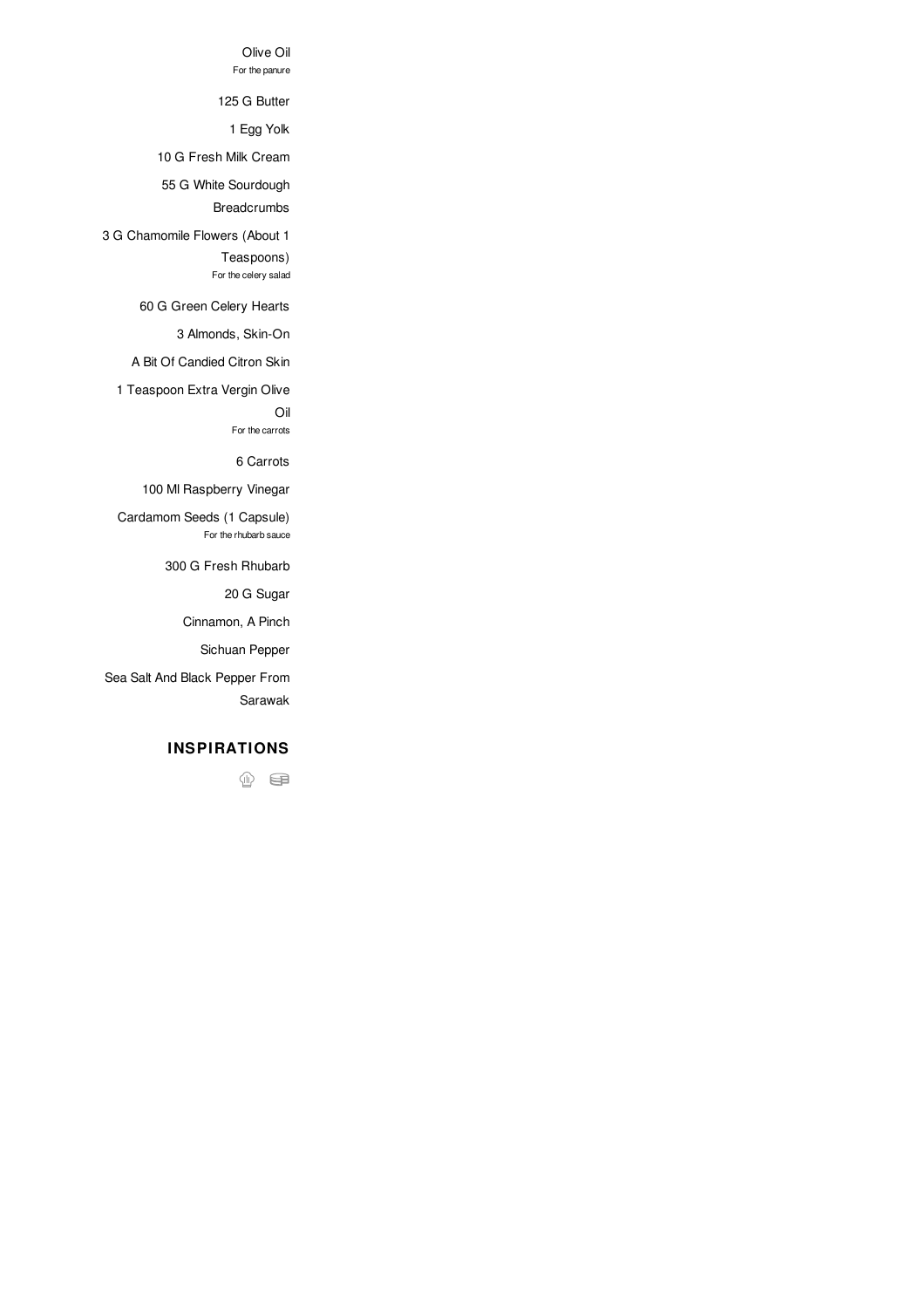Olive Oil

For the panure

- 125 G Butter
- 1 Egg Yolk
- 10 G Fresh Milk Cream
- 55 G White Sourdough Breadcrumbs
- 3 G Chamomile Flowers (About 1 Teaspoons)

For the celery salad

- 60 G Green Celery Hearts
- 3 Almonds, Skin-On
- A Bit Of Candied Citron Skin
- 1 Teaspoon Extra Vergin Olive Oil

For the carrots

- 6 Carrots
- 100 Ml Raspberry Vinegar
- Cardamom Seeds (1 Capsule)

For the rhubarb sauce

- 300 G Fresh Rhubarb
- 20 G Sugar
- Cinnamon, A Pinch
- Sichuan Pepper
- Sea Salt And Black Pepper From Sarawak

## INSPIRATIONS